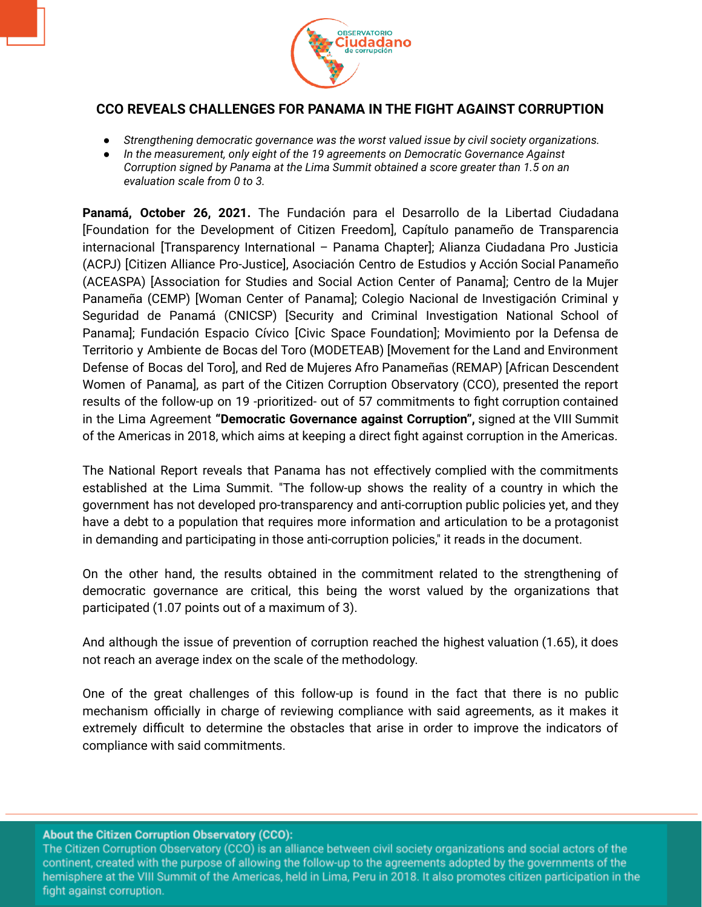# CCO REVEALS CHALLENGES FOR PANAMA IN THE FIGHT AGAINST CORRUPTION

- *Strengthening democratic governance was the worst valued issue by civil society organizations.*
- *In the measurement, only eight of the 19 agreements on Democratic Governance Against Corruption signed by Panama at the Lima Summit obtained a score greater than 1.5 on an evaluation scale from 0 to 3.*

**Panamá, October 26, 2021.** The Fundación para el Desarrollo de la Libertad Ciudadana [Foundation for the Development of Citizen Freedom], Capítulo panameño de Transparencia internacional [Transparency International – Panama Chapter]; Alianza Ciudadana Pro Justicia (ACPJ) [Citizen Alliance Pro-Justice], Asociación Centro de Estudios y Acción Social Panameño (ACEASPA) [Association for Studies and Social Action Center of Panama]; Centro de la Mujer Panameña (CEMP) [Woman Center of Panama]; Colegio Nacional de Investigación Criminal y Seguridad de Panamá (CNICSP) [Security and Criminal Investigation National School of Panama]; Fundación Espacio Cívico [Civic Space Foundation]; Movimiento por la Defensa de Territorio y Ambiente de Bocas del Toro (MODETEAB) [Movement for the Land and Environment Defense of Bocas del Toro], and Red de Mujeres Afro Panameñas (REMAP) [African Descendent Women of Panama], as part of the Citizen Corruption Observatory (CCO), presented the report results of the follow-up on 19 -prioritized- out of 57 commitments to fight corruption contained in the Lima Agreement **"Democratic Governance against Corruption",** signed at the VIII Summit of the Americas in 2018, which aims at keeping a direct fight against corruption in the Americas.

The National Report reveals that Panama has not effectively complied with the commitments established at the Lima Summit. "The follow-up shows the reality of a country in which the government has not developed pro-transparency and anti-corruption public policies yet, and they have a debt to a population that requires more information and articulation to be a protagonist in demanding and participating in those anti-corruption policies," it reads in the document.

On the other hand, the results obtained in the commitment related to the strengthening of democratic governance are critical, this being the worst valued by the organizations that participated (1.07 points out of a maximum of 3).

And although the issue of prevention of corruption reached the highest valuation (1.65), it does not reach an average index on the scale of the methodology.

One of the great challenges of this follow-up is found in the fact that there is no public mechanism officially in charge of reviewing compliance with said agreements, as it makes it extremely difficult to determine the obstacles that arise in order to improve the indicators of compliance with said commitments.

**About the Citizen Corruption Observatory (CCO):**
The Citizen Corruption Observatory (CCO) is an alliance between civil society organizations and social actors of the continent, created with the purpose of allowing the follow-up to the agreements adopted by the governments of the hemisphere at the VIII Summit of the Americas, held in Lima, Peru in 2018. It also promotes citizen participation in the fight against corruption.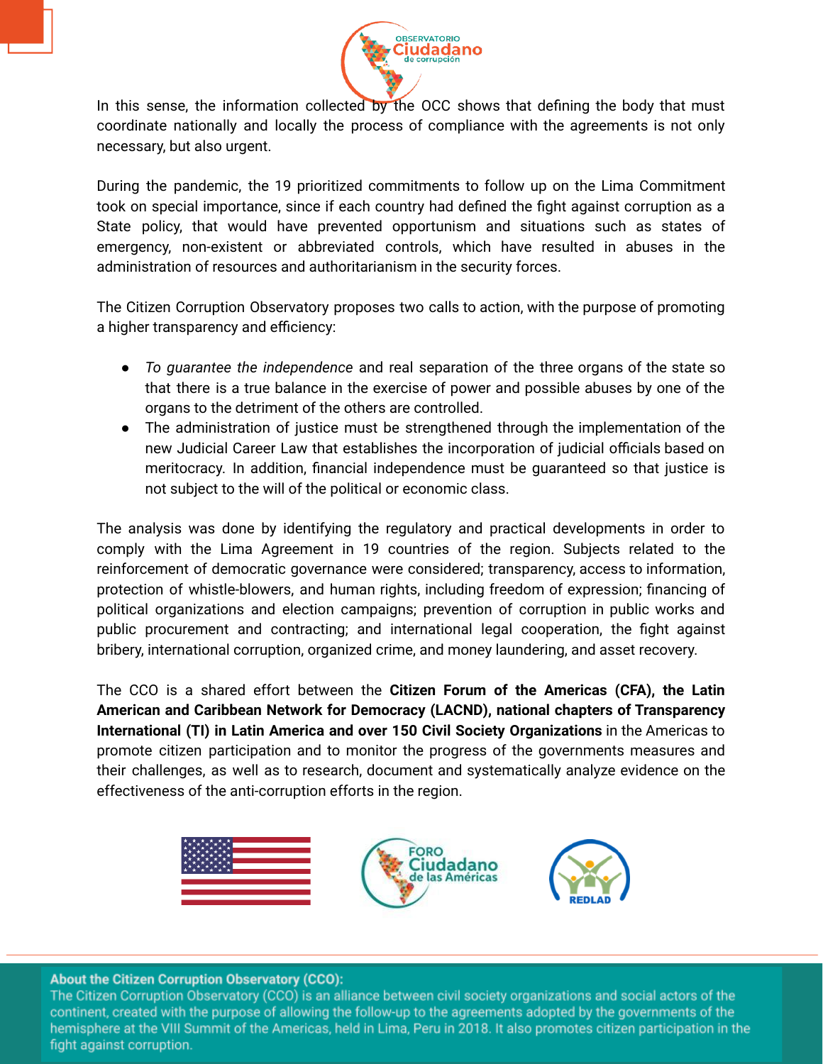In this sense, the information collected by the OCC shows that defining the body that must coordinate nationally and locally the process of compliance with the agreements is not only necessary, but also urgent.

During the pandemic, the 19 prioritized commitments to follow up on the Lima Commitment took on special importance, since if each country had defined the fight against corruption as a State policy, that would have prevented opportunism and situations such as states of emergency, non-existent or abbreviated controls, which have resulted in abuses in the administration of resources and authoritarianism in the security forces.

The Citizen Corruption Observatory proposes two calls to action, with the purpose of promoting a higher transparency and efficiency:

- *To guarantee the independence* and real separation of the three organs of the state so that there is a true balance in the exercise of power and possible abuses by one of the organs to the detriment of the others are controlled.
- The administration of justice must be strengthened through the implementation of the new Judicial Career Law that establishes the incorporation of judicial officials based on meritocracy. In addition, financial independence must be guaranteed so that justice is not subject to the will of the political or economic class.

The analysis was done by identifying the regulatory and practical developments in order to comply with the Lima Agreement in 19 countries of the region. Subjects related to the reinforcement of democratic governance were considered; transparency, access to information, protection of whistle-blowers, and human rights, including freedom of expression; financing of political organizations and election campaigns; prevention of corruption in public works and public procurement and contracting; and international legal cooperation, the fight against bribery, international corruption, organized crime, and money laundering, and asset recovery.

The CCO is a shared effort between the **Citizen Forum of the Americas (CFA), the Latin American and Caribbean Network for Democracy (LACND), national chapters of Transparency International (TI) in Latin America and over 150 Civil Society Organizations** in the Americas to promote citizen participation and to monitor the progress of the governments measures and their challenges, as well as to research, document and systematically analyze evidence on the effectiveness of the anti-corruption efforts in the region.

**About the Citizen Corruption Observatory (CCO):**
The Citizen Corruption Observatory (CCO) is an alliance between civil society organizations and social actors of the continent, created with the purpose of allowing the follow-up to the agreements adopted by the governments of the hemisphere at the VIII Summit of the Americas, held in Lima, Peru in 2018. It also promotes citizen participation in the fight against corruption.